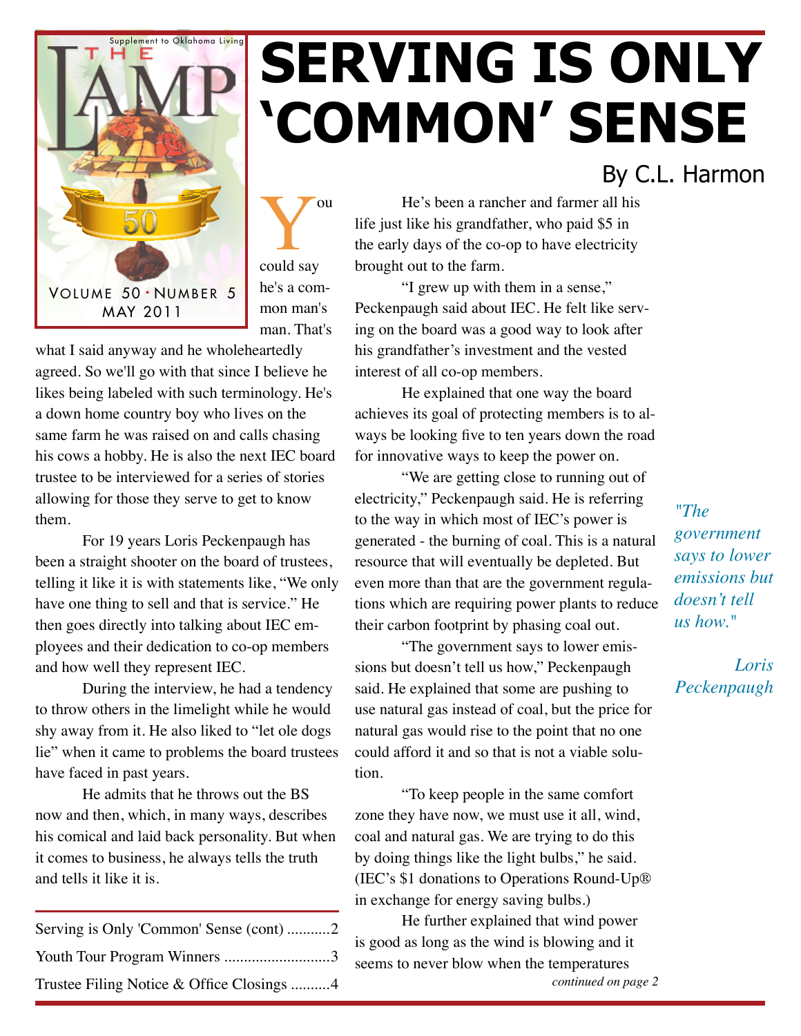THE LAMP

Supplement to Oklahoma Living

Volume 50 · Number 5
May 2011

# SERVING IS ONLY 'COMMON' SENSE

By C.L. Harmon

You could say he's a common man's man. That's what I said anyway and he wholeheartedly agreed. So we'll go with that since I believe he likes being labeled with such terminology. He's a down home country boy who lives on the same farm he was raised on and calls chasing his cows a hobby. He is also the next IEC board trustee to be interviewed for a series of stories allowing for those they serve to get to know them.

For 19 years Loris Peckenpaugh has been a straight shooter on the board of trustees, telling it like it is with statements like, "We only have one thing to sell and that is service." He then goes directly into talking about IEC employees and their dedication to co-op members and how well they represent IEC.

During the interview, he had a tendency to throw others in the limelight while he would shy away from it. He also liked to "let ole dogs lie" when it came to problems the board trustees have faced in past years.

He admits that he throws out the BS now and then, which, in many ways, describes his comical and laid back personality. But when it comes to business, he always tells the truth and tells it like it is.

He's been a rancher and farmer all his life just like his grandfather, who paid $5 in the early days of the co-op to have electricity brought out to the farm.

"I grew up with them in a sense," Peckenpaugh said about IEC. He felt like serving on the board was a good way to look after his grandfather's investment and the vested interest of all co-op members.

He explained that one way the board achieves its goal of protecting members is to always be looking five to ten years down the road for innovative ways to keep the power on.

"We are getting close to running out of electricity," Peckenpaugh said. He is referring to the way in which most of IEC's power is generated - the burning of coal. This is a natural resource that will eventually be depleted. But even more than that are the government regulations which are requiring power plants to reduce their carbon footprint by phasing coal out.

"The government says to lower emissions but doesn't tell us how," Peckenpaugh said. He explained that some are pushing to use natural gas instead of coal, but the price for natural gas would rise to the point that no one could afford it and so that is not a viable solution.

"To keep people in the same comfort zone they have now, we must use it all, wind, coal and natural gas. We are trying to do this by doing things like the light bulbs," he said. (IEC's $1 donations to Operations Round-Up® in exchange for energy saving bulbs.)

He further explained that wind power is good as long as the wind is blowing and it seems to never blow when the temperatures

*continued on page 2*

*"The government says to lower emissions but doesn't tell us how."*

*Loris Peckenpaugh*

Serving is Only 'Common' Sense (cont) ...........2
Youth Tour Program Winners ...........................3
Trustee Filing Notice & Office Closings ..........4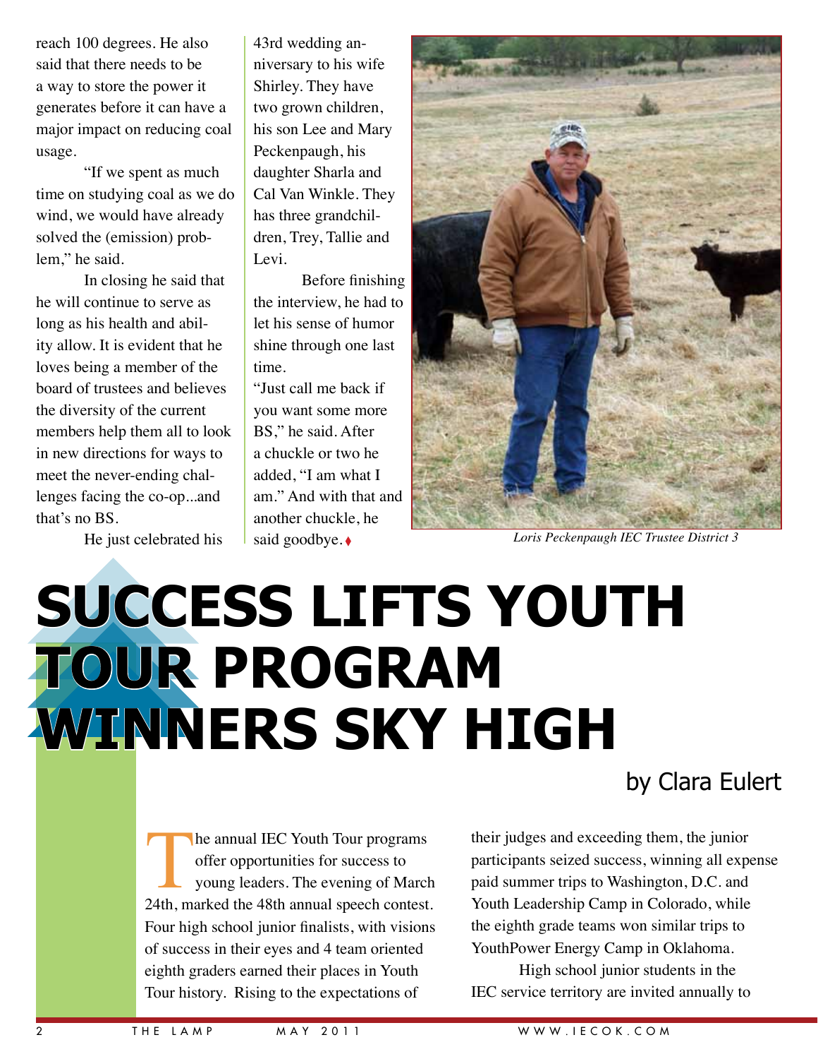reach 100 degrees. He also said that there needs to be a way to store the power it generates before it can have a major impact on reducing coal usage.

"If we spent as much time on studying coal as we do wind, we would have already solved the (emission) problem," he said.

In closing he said that he will continue to serve as long as his health and ability allow. It is evident that he loves being a member of the board of trustees and believes the diversity of the current members help them all to look in new directions for ways to meet the never-ending challenges facing the co-op...and that's no BS.

He just celebrated his 43rd wedding anniversary to his wife Shirley. They have two grown children, his son Lee and Mary Peckenpaugh, his daughter Sharla and Cal Van Winkle. They has three grandchildren, Trey, Tallie and Levi.

Before finishing the interview, he had to let his sense of humor shine through one last time.

"Just call me back if you want some more BS," he said. After a chuckle or two he added, "I am what I am." And with that and another chuckle, he said goodbye. ♦

*Loris Peckenpaugh IEC Trustee District 3*

# SUCCESS LIFTS YOUTH TOUR PROGRAM WINNERS SKY HIGH

by Clara Eulert

The annual IEC Youth Tour programs offer opportunities for success to young leaders. The evening of March 24th, marked the 48th annual speech contest. Four high school junior finalists, with visions of success in their eyes and 4 team oriented eighth graders earned their places in Youth Tour history. Rising to the expectations of their judges and exceeding them, the junior participants seized success, winning all expense paid summer trips to Washington, D.C. and Youth Leadership Camp in Colorado, while the eighth grade teams won similar trips to YouthPower Energy Camp in Oklahoma.

High school junior students in the IEC service territory are invited annually to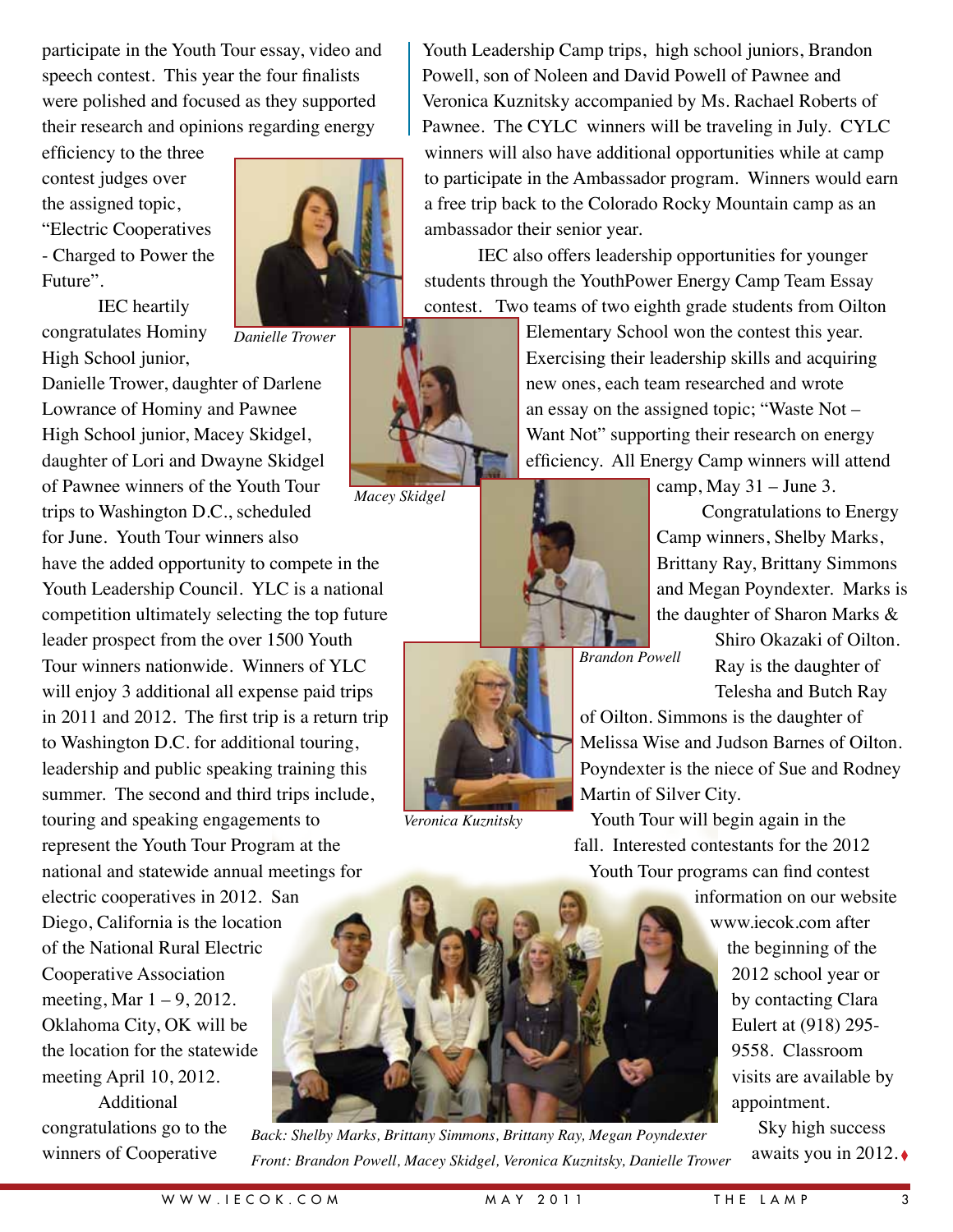participate in the Youth Tour essay, video and speech contest. This year the four finalists were polished and focused as they supported their research and opinions regarding energy efficiency to the three contest judges over the assigned topic, "Electric Cooperatives - Charged to Power the Future".

IEC heartily congratulates Hominy High School junior, Danielle Trower, daughter of Darlene Lowrance of Hominy and Pawnee High School junior, Macey Skidgel, daughter of Lori and Dwayne Skidgel of Pawnee winners of the Youth Tour trips to Washington D.C., scheduled for June. Youth Tour winners also have the added opportunity to compete in the Youth Leadership Council. YLC is a national competition ultimately selecting the top future leader prospect from the over 1500 Youth Tour winners nationwide. Winners of YLC will enjoy 3 additional all expense paid trips in 2011 and 2012. The first trip is a return trip to Washington D.C. for additional touring, leadership and public speaking training this summer. The second and third trips include, touring and speaking engagements to represent the Youth Tour Program at the national and statewide annual meetings for electric cooperatives in 2012. San Diego, California is the location of the National Rural Electric Cooperative Association meeting, Mar 1 – 9, 2012. Oklahoma City, OK will be the location for the statewide meeting April 10, 2012.

Additional congratulations go to the winners of Cooperative Youth Leadership Camp trips, high school juniors, Brandon Powell, son of Noleen and David Powell of Pawnee and Veronica Kuznitsky accompanied by Ms. Rachael Roberts of Pawnee. The CYLC winners will be traveling in July. CYLC winners will also have additional opportunities while at camp to participate in the Ambassador program. Winners would earn a free trip back to the Colorado Rocky Mountain camp as an ambassador their senior year.

IEC also offers leadership opportunities for younger students through the YouthPower Energy Camp Team Essay contest. Two teams of two eighth grade students from Oilton Elementary School won the contest this year. Exercising their leadership skills and acquiring new ones, each team researched and wrote an essay on the assigned topic; "Waste Not – Want Not" supporting their research on energy efficiency. All Energy Camp winners will attend camp, May 31 – June 3.

Congratulations to Energy Camp winners, Shelby Marks, Brittany Ray, Brittany Simmons and Megan Poyndexter. Marks is the daughter of Sharon Marks & Shiro Okazaki of Oilton. Ray is the daughter of Telesha and Butch Ray of Oilton. Simmons is the daughter of Melissa Wise and Judson Barnes of Oilton. Poyndexter is the niece of Sue and Rodney Martin of Silver City.

Youth Tour will begin again in the fall. Interested contestants for the 2012 Youth Tour programs can find contest information on our website www.iecok.com after the beginning of the 2012 school year or by contacting Clara Eulert at (918) 295-9558. Classroom visits are available by appointment.

Sky high success awaits you in 2012.

*Danielle Trower*

*Macey Skidgel*

*Brandon Powell*

*Veronica Kuznitsky*

*Back: Shelby Marks, Brittany Simmons, Brittany Ray, Megan Poyndexter*
*Front: Brandon Powell, Macey Skidgel, Veronica Kuznitsky, Danielle Trower*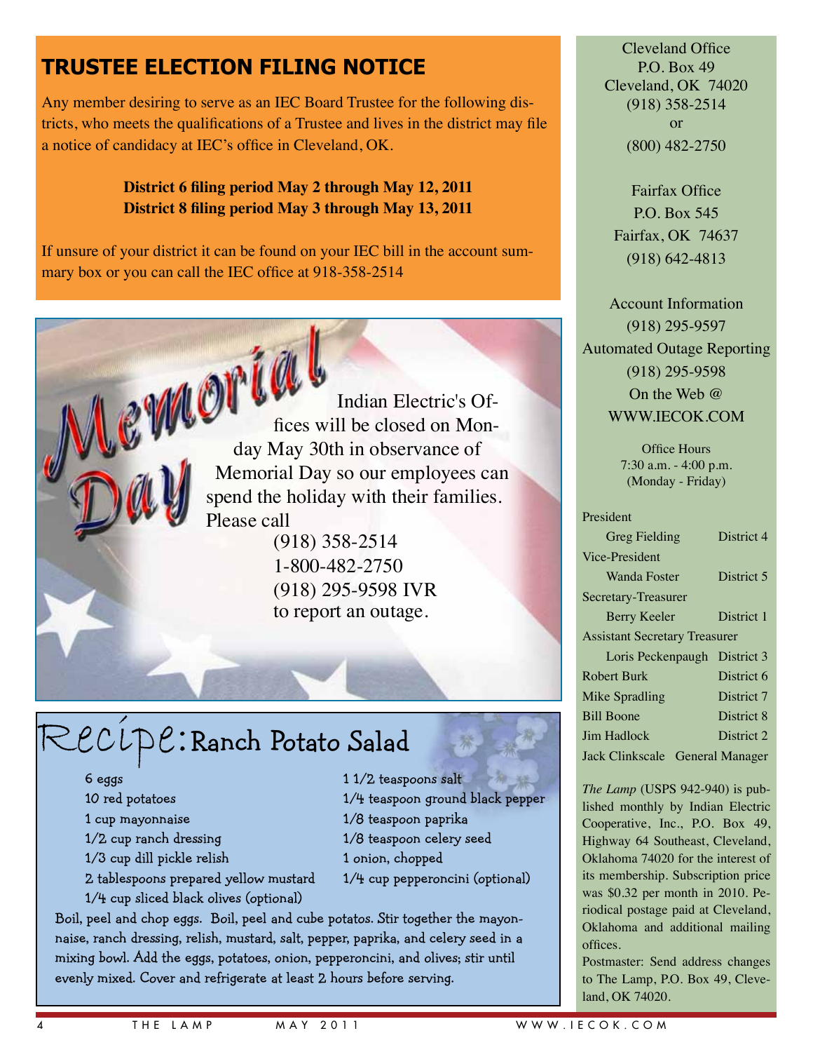## TRUSTEE ELECTION FILING NOTICE

Any member desiring to serve as an IEC Board Trustee for the following districts, who meets the qualifications of a Trustee and lives in the district may file a notice of candidacy at IEC's office in Cleveland, OK.

**District 6 filing period May 2 through May 12, 2011**
**District 8 filing period May 3 through May 13, 2011**

If unsure of your district it can be found on your IEC bill in the account summary box or you can call the IEC office at 918-358-2514

## Memorial Day

Indian Electric's Offices will be closed on Monday May 30th in observance of Memorial Day so our employees can spend the holiday with their families. Please call

(918) 358-2514
1-800-482-2750
(918) 295-9598 IVR
to report an outage.

## Recipe: Ranch Potato Salad

- 6 eggs
- 10 red potatoes
- 1 cup mayonnaise
- 1/2 cup ranch dressing
- 1/3 cup dill pickle relish
- 2 tablespoons prepared yellow mustard
- 1/4 cup sliced black olives (optional)
- 1 1/2 teaspoons salt
- 1/4 teaspoon ground black pepper
- 1/8 teaspoon paprika
- 1/8 teaspoon celery seed
- 1 onion, chopped
- 1/4 cup pepperoncini (optional)

Boil, peel and chop eggs. Boil, peel and cube potatos. Stir together the mayonnaise, ranch dressing, relish, mustard, salt, pepper, paprika, and celery seed in a mixing bowl. Add the eggs, potatoes, onion, pepperoncini, and olives; stir until evenly mixed. Cover and refrigerate at least 2 hours before serving.

---

Cleveland Office
P.O. Box 49
Cleveland, OK 74020
(918) 358-2514
or
(800) 482-2750

Fairfax Office
P.O. Box 545
Fairfax, OK 74637
(918) 642-4813

Account Information
(918) 295-9597
Automated Outage Reporting
(918) 295-9598
On the Web @
WWW.IECOK.COM

Office Hours
7:30 a.m. - 4:00 p.m.
(Monday - Friday)

| | |
|---|---|
| President | |
| Greg Fielding | District 4 |
| Vice-President | |
| Wanda Foster | District 5 |
| Secretary-Treasurer | |
| Berry Keeler | District 1 |
| Assistant Secretary Treasurer | |
| Loris Peckenpaugh | District 3 |
| Robert Burk | District 6 |
| Mike Spradling | District 7 |
| Bill Boone | District 8 |
| Jim Hadlock | District 2 |
| Jack Clinkscale | General Manager |

*The Lamp* (USPS 942-940) is published monthly by Indian Electric Cooperative, Inc., P.O. Box 49, Highway 64 Southeast, Cleveland, Oklahoma 74020 for the interest of its membership. Subscription price was $0.32 per month in 2010. Periodical postage paid at Cleveland, Oklahoma and additional mailing offices.
Postmaster: Send address changes to The Lamp, P.O. Box 49, Cleveland, OK 74020.